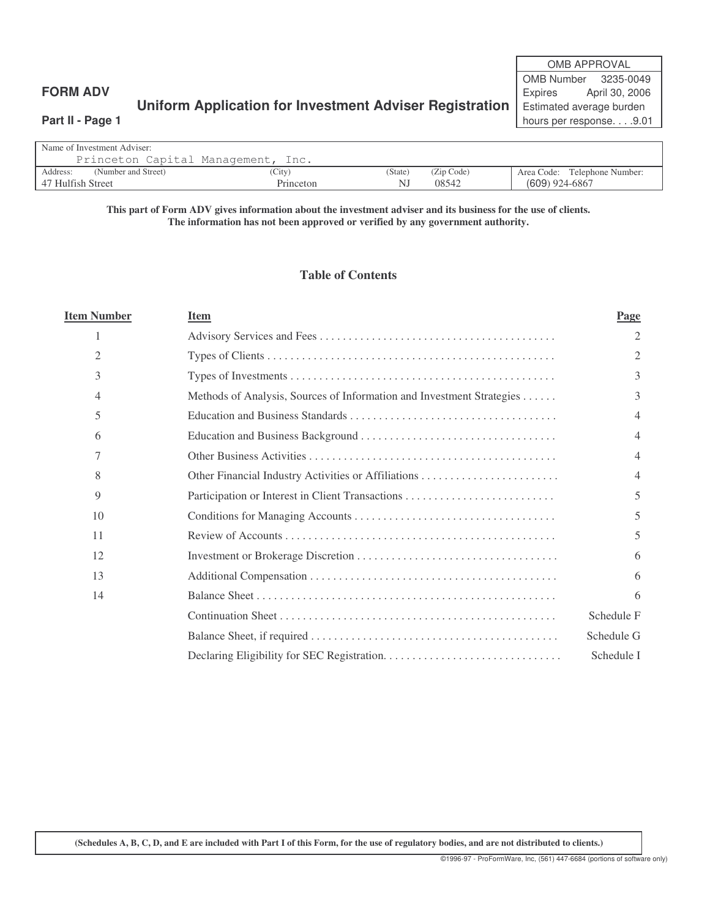**FORM ADV**

## Uniform Application for Investment Adviser Registration

**Part II - Page 1**

| OMB APPROVAL | |
|---|---|
| OMB Number | 3235-0049 |
| Expires | April 30, 2006 |
| Estimated average burden hours per response. . . .9.01 | |

| Name of Investment Adviser: | | | | |
|---|---|---|---|---|
| Princeton Capital Management, Inc. | | | | |
| Address: (Number and Street) | (City) | (State) | (Zip Code) | Area Code: Telephone Number: |
| 47 Hulfish Street | Princeton | NJ | 08542 | (609) 924-6867 |

**This part of Form ADV gives information about the investment adviser and its business for the use of clients. The information has not been approved or verified by any government authority.**

### Table of Contents

| Item Number | Item | Page |
|---|---|---|
| 1 | Advisory Services and Fees | 2 |
| 2 | Types of Clients | 2 |
| 3 | Types of Investments | 3 |
| 4 | Methods of Analysis, Sources of Information and Investment Strategies | 3 |
| 5 | Education and Business Standards | 4 |
| 6 | Education and Business Background | 4 |
| 7 | Other Business Activities | 4 |
| 8 | Other Financial Industry Activities or Affiliations | 4 |
| 9 | Participation or Interest in Client Transactions | 5 |
| 10 | Conditions for Managing Accounts | 5 |
| 11 | Review of Accounts | 5 |
| 12 | Investment or Brokerage Discretion | 6 |
| 13 | Additional Compensation | 6 |
| 14 | Balance Sheet | 6 |
| | Continuation Sheet | Schedule F |
| | Balance Sheet, if required | Schedule G |
| | Declaring Eligibility for SEC Registration | Schedule I |

**(Schedules A, B, C, D, and E are included with Part I of this Form, for the use of regulatory bodies, and are not distributed to clients.)**

©1996-97 - ProFormWare, Inc, (561) 447-6684 (portions of software only)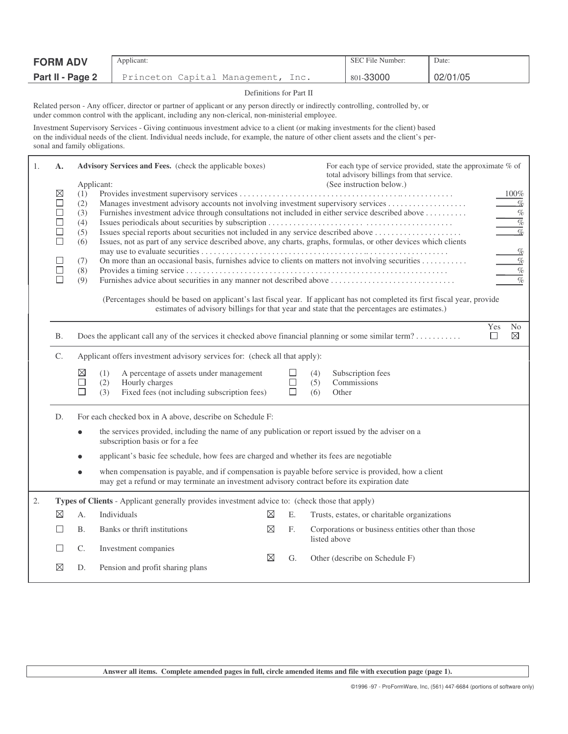| FORM ADV | Applicant: | SEC File Number: | Date: |
|---|---|---|---|
| Part II - Page 2 | Princeton Capital Management, Inc. | 801-33000 | 02/01/05 |

Definitions for Part II

Related person - Any officer, director or partner of applicant or any person directly or indirectly controlling, controlled by, or under common control with the applicant, including any non-clerical, non-ministerial employee.

Investment Supervisory Services - Giving continuous investment advice to a client (or making investments for the client) based on the individual needs of the client. Individual needs include, for example, the nature of other client assets and the client's personal and family obligations.

1. A. **Advisory Services and Fees.** (check the applicable boxes)

For each type of service provided, state the approximate % of total advisory billings from that service. (See instruction below.)

Applicant:

| | | | % |
|---|---|---|---|
| ☒ | (1) | Provides investment supervisory services | 100% |
| ☐ | (2) | Manages investment advisory accounts not involving investment supervisory services | % |
| ☐ | (3) | Furnishes investment advice through consultations not included in either service described above | % |
| ☐ | (4) | Issues periodicals about securities by subscription | % |
| ☐ | (5) | Issues special reports about securities not included in any service described above | % |
| ☐ | (6) | Issues, not as part of any service described above, any charts, graphs, formulas, or other devices which clients may use to evaluate securities | % |
| ☐ | (7) | On more than an occasional basis, furnishes advice to clients on matters not involving securities | % |
| ☐ | (8) | Provides a timing service | % |
| ☐ | (9) | Furnishes advice about securities in any manner not described above | % |

(Percentages should be based on applicant's last fiscal year. If applicant has not completed its first fiscal year, provide estimates of advisory billings for that year and state that the percentages are estimates.)

B. Does the applicant call any of the services it checked above financial planning or some similar term? Yes ☐ No ☒

C. Applicant offers investment advisory services for: (check all that apply):

| | | | | | |
|---|---|---|---|---|---|
| ☒ | (1) A percentage of assets under management | | ☐ | (4) Subscription fees | |
| ☐ | (2) Hourly charges | | ☐ | (5) Commissions | |
| ☐ | (3) Fixed fees (not including subscription fees) | | ☐ | (6) Other | |

D. For each checked box in A above, describe on Schedule F:

- the services provided, including the name of any publication or report issued by the adviser on a subscription basis or for a fee
- applicant's basic fee schedule, how fees are charged and whether its fees are negotiable
- when compensation is payable, and if compensation is payable before service is provided, how a client may get a refund or may terminate an investment advisory contract before its expiration date

2. **Types of Clients** - Applicant generally provides investment advice to: (check those that apply)

| | | | | | |
|---|---|---|---|---|---|
| ☒ | A. | Individuals | ☒ | E. | Trusts, estates, or charitable organizations |
| ☐ | B. | Banks or thrift institutions | ☒ | F. | Corporations or business entities other than those listed above |
| ☐ | C. | Investment companies | ☒ | G. | Other (describe on Schedule F) |
| ☒ | D. | Pension and profit sharing plans | | | |

**Answer all items. Complete amended pages in full, circle amended items and file with execution page (page 1).**

©1996 -97 - ProFormWare, Inc, (561) 447-6684 (portions of software only)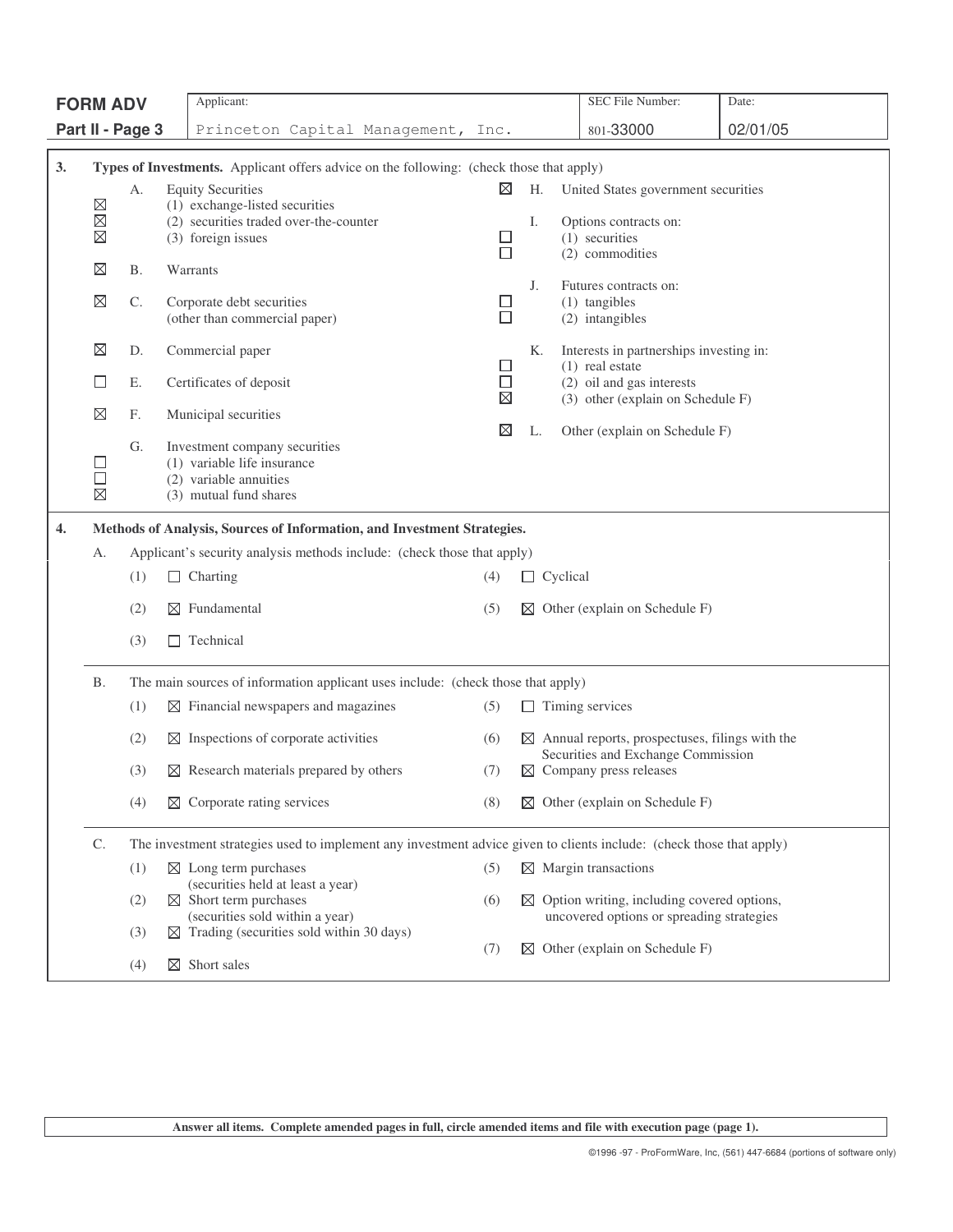| FORM ADV Part II - Page 3 | Applicant: Princeton Capital Management, Inc. | SEC File Number: 801-33000 | Date: 02/01/05 |
|---|---|---|---|

**3. Types of Investments.** Applicant offers advice on the following: (check those that apply)

- A. Equity Securities
  - ☒ (1) exchange-listed securities
  - ☒ (2) securities traded over-the-counter
  - ☒ (3) foreign issues
- ☒ B. Warrants
- ☒ C. Corporate debt securities (other than commercial paper)
- ☒ D. Commercial paper
- ☐ E. Certificates of deposit
- ☒ F. Municipal securities
- G. Investment company securities
  - ☐ (1) variable life insurance
  - ☐ (2) variable annuities
  - ☒ (3) mutual fund shares
- ☒ H. United States government securities
- I. Options contracts on:
  - ☐ (1) securities
  - ☐ (2) commodities
- J. Futures contracts on:
  - ☐ (1) tangibles
  - ☐ (2) intangibles
- K. Interests in partnerships investing in:
  - ☐ (1) real estate
  - ☐ (2) oil and gas interests
  - ☒ (3) other (explain on Schedule F)
- ☒ L. Other (explain on Schedule F)

**4. Methods of Analysis, Sources of Information, and Investment Strategies.**

A. Applicant's security analysis methods include: (check those that apply)

- (1) ☐ Charting
- (2) ☒ Fundamental
- (3) ☐ Technical
- (4) ☐ Cyclical
- (5) ☒ Other (explain on Schedule F)

B. The main sources of information applicant uses include: (check those that apply)

- (1) ☒ Financial newspapers and magazines
- (2) ☒ Inspections of corporate activities
- (3) ☒ Research materials prepared by others
- (4) ☒ Corporate rating services
- (5) ☐ Timing services
- (6) ☒ Annual reports, prospectuses, filings with the Securities and Exchange Commission
- (7) ☒ Company press releases
- (8) ☒ Other (explain on Schedule F)

C. The investment strategies used to implement any investment advice given to clients include: (check those that apply)

- (1) ☒ Long term purchases (securities held at least a year)
- (2) ☒ Short term purchases (securities sold within a year)
- (3) ☒ Trading (securities sold within 30 days)
- (4) ☒ Short sales
- (5) ☒ Margin transactions
- (6) ☒ Option writing, including covered options, uncovered options or spreading strategies
- (7) ☒ Other (explain on Schedule F)

**Answer all items. Complete amended pages in full, circle amended items and file with execution page (page 1).**

©1996 -97 - ProFormWare, Inc, (561) 447-6684 (portions of software only)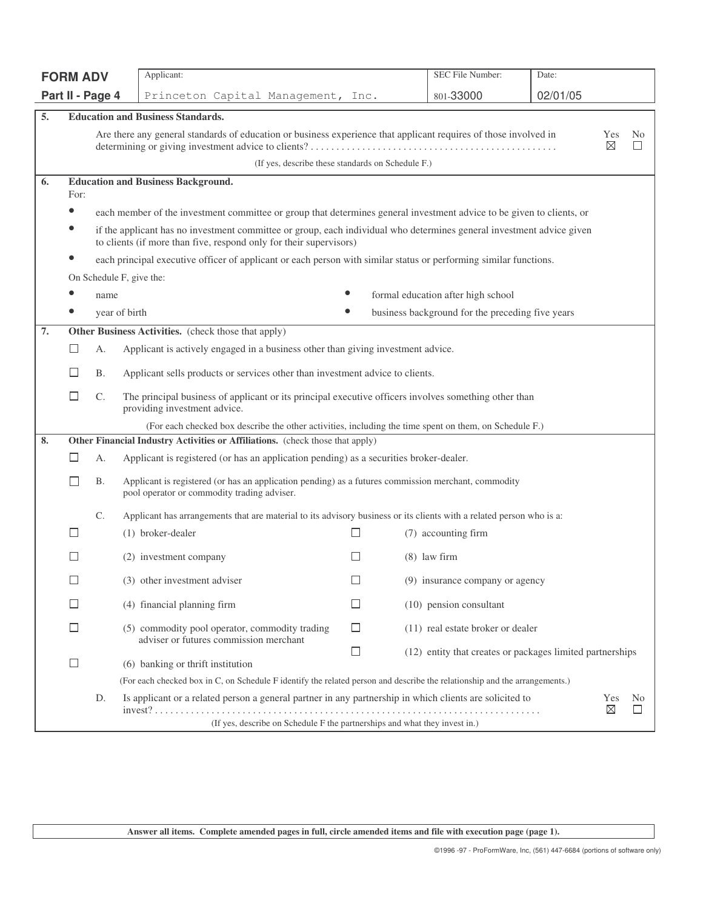| FORM ADV | Applicant: | SEC File Number: | Date: |
|---|---|---|---|
| Part II - Page 4 | Princeton Capital Management, Inc. | 801-33000 | 02/01/05 |

**5. Education and Business Standards.**

Are there any general standards of education or business experience that applicant requires of those involved in determining or giving investment advice to clients? . . . . . . . . . . . . . . . . . . . . . . . . . . . . . . . . . . . . . . . . . . . . . . . . Yes ☒ No ☐

(If yes, describe these standards on Schedule F.)

**6. Education and Business Background.**

For:

- each member of the investment committee or group that determines general investment advice to be given to clients, or
- if the applicant has no investment committee or group, each individual who determines general investment advice given to clients (if more than five, respond only for their supervisors)
- each principal executive officer of applicant or each person with similar status or performing similar functions.

On Schedule F, give the:

- name
- year of birth
- formal education after high school
- business background for the preceding five years

**7. Other Business Activities.** (check those that apply)

☐ A. Applicant is actively engaged in a business other than giving investment advice.

☐ B. Applicant sells products or services other than investment advice to clients.

☐ C. The principal business of applicant or its principal executive officers involves something other than providing investment advice.

(For each checked box describe the other activities, including the time spent on them, on Schedule F.)

**8. Other Financial Industry Activities or Affiliations.** (check those that apply)

☐ A. Applicant is registered (or has an application pending) as a securities broker-dealer.

☐ B. Applicant is registered (or has an application pending) as a futures commission merchant, commodity pool operator or commodity trading adviser.

C. Applicant has arrangements that are material to its advisory business or its clients with a related person who is a:

☐ (1) broker-dealer

☐ (2) investment company

☐ (3) other investment adviser

☐ (4) financial planning firm

☐ (5) commodity pool operator, commodity trading adviser or futures commission merchant

☐ (6) banking or thrift institution

☐ (7) accounting firm

☐ (8) law firm

☐ (9) insurance company or agency

☐ (10) pension consultant

☐ (11) real estate broker or dealer

☐ (12) entity that creates or packages limited partnerships

(For each checked box in C, on Schedule F identify the related person and describe the relationship and the arrangements.)

D. Is applicant or a related person a general partner in any partnership in which clients are solicited to invest? . . . . . . . . . . . . . . . . . . . . . . . . . . . . . . . . . . . . . . . . . . . . . . . . . . . . . . . . . . . . . . . . . . . . . . . . . . . Yes ☒ No ☐

(If yes, describe on Schedule F the partnerships and what they invest in.)

**Answer all items. Complete amended pages in full, circle amended items and file with execution page (page 1).**

©1996 -97 - ProFormWare, Inc, (561) 447-6684 (portions of software only)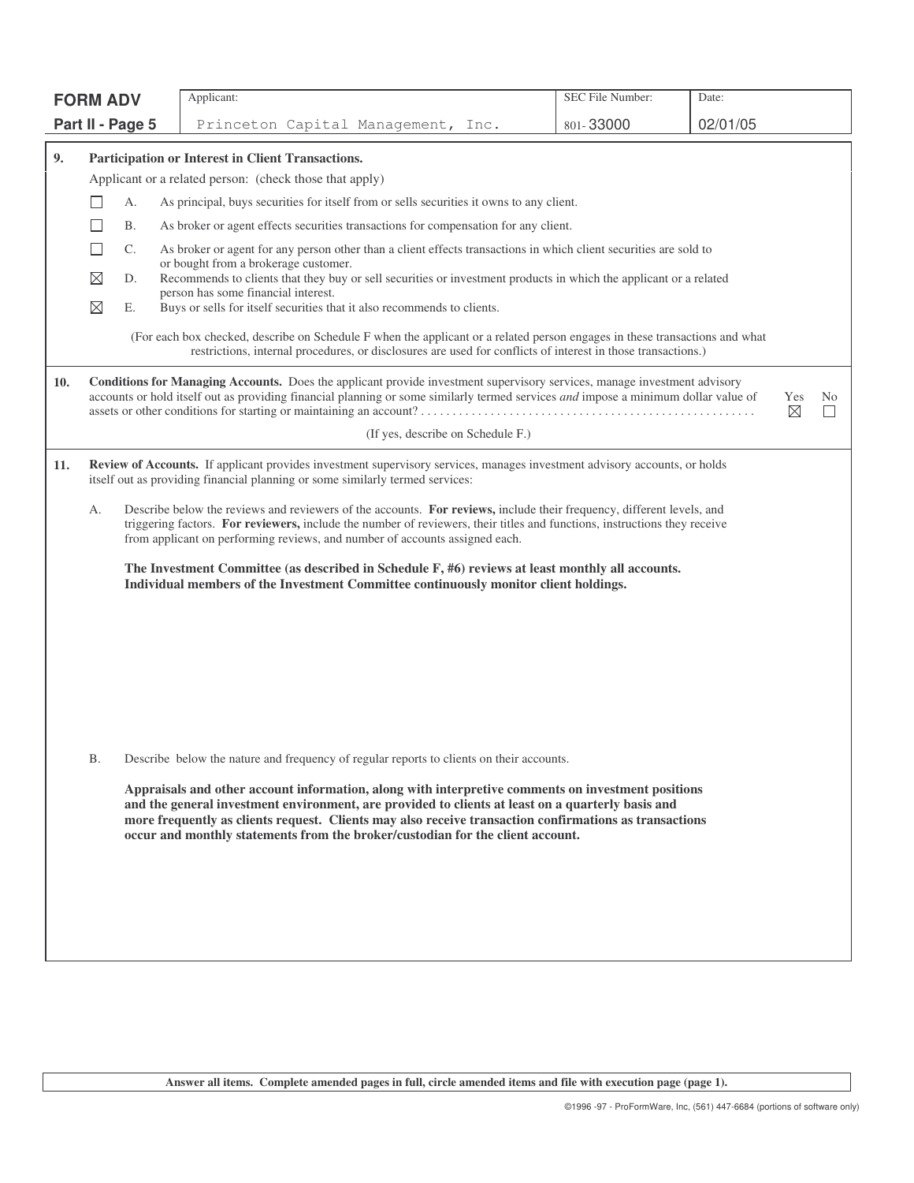**FORM ADV**
**Part II - Page 5**

| Applicant: | SEC File Number: | Date: |
|---|---|---|
| Princeton Capital Management, Inc. | 801-33000 | 02/01/05 |

**9. Participation or Interest in Client Transactions.**

Applicant or a related person: (check those that apply)

- ☐ A. As principal, buys securities for itself from or sells securities it owns to any client.
- ☐ B. As broker or agent effects securities transactions for compensation for any client.
- ☐ C. As broker or agent for any person other than a client effects transactions in which client securities are sold to or bought from a brokerage customer.
- ☒ D. Recommends to clients that they buy or sell securities or investment products in which the applicant or a related person has some financial interest.
- ☒ E. Buys or sells for itself securities that it also recommends to clients.

(For each box checked, describe on Schedule F when the applicant or a related person engages in these transactions and what restrictions, internal procedures, or disclosures are used for conflicts of interest in those transactions.)

**10. Conditions for Managing Accounts.** Does the applicant provide investment supervisory services, manage investment advisory accounts or hold itself out as providing financial planning or some similarly termed services *and* impose a minimum dollar value of assets or other conditions for starting or maintaining an account? . . . . . . . . . . . . . . . . . . . . . . . . . Yes ☒ No ☐

(If yes, describe on Schedule F.)

**11. Review of Accounts.** If applicant provides investment supervisory services, manages investment advisory accounts, or holds itself out as providing financial planning or some similarly termed services:

A. Describe below the reviews and reviewers of the accounts. **For reviews,** include their frequency, different levels, and triggering factors. **For reviewers,** include the number of reviewers, their titles and functions, instructions they receive from applicant on performing reviews, and number of accounts assigned each.

**The Investment Committee (as described in Schedule F, #6) reviews at least monthly all accounts. Individual members of the Investment Committee continuously monitor client holdings.**

B. Describe below the nature and frequency of regular reports to clients on their accounts.

**Appraisals and other account information, along with interpretive comments on investment positions and the general investment environment, are provided to clients at least on a quarterly basis and more frequently as clients request. Clients may also receive transaction confirmations as transactions occur and monthly statements from the broker/custodian for the client account.**

**Answer all items. Complete amended pages in full, circle amended items and file with execution page (page 1).**

©1996 -97 - ProFormWare, Inc, (561) 447-6684 (portions of software only)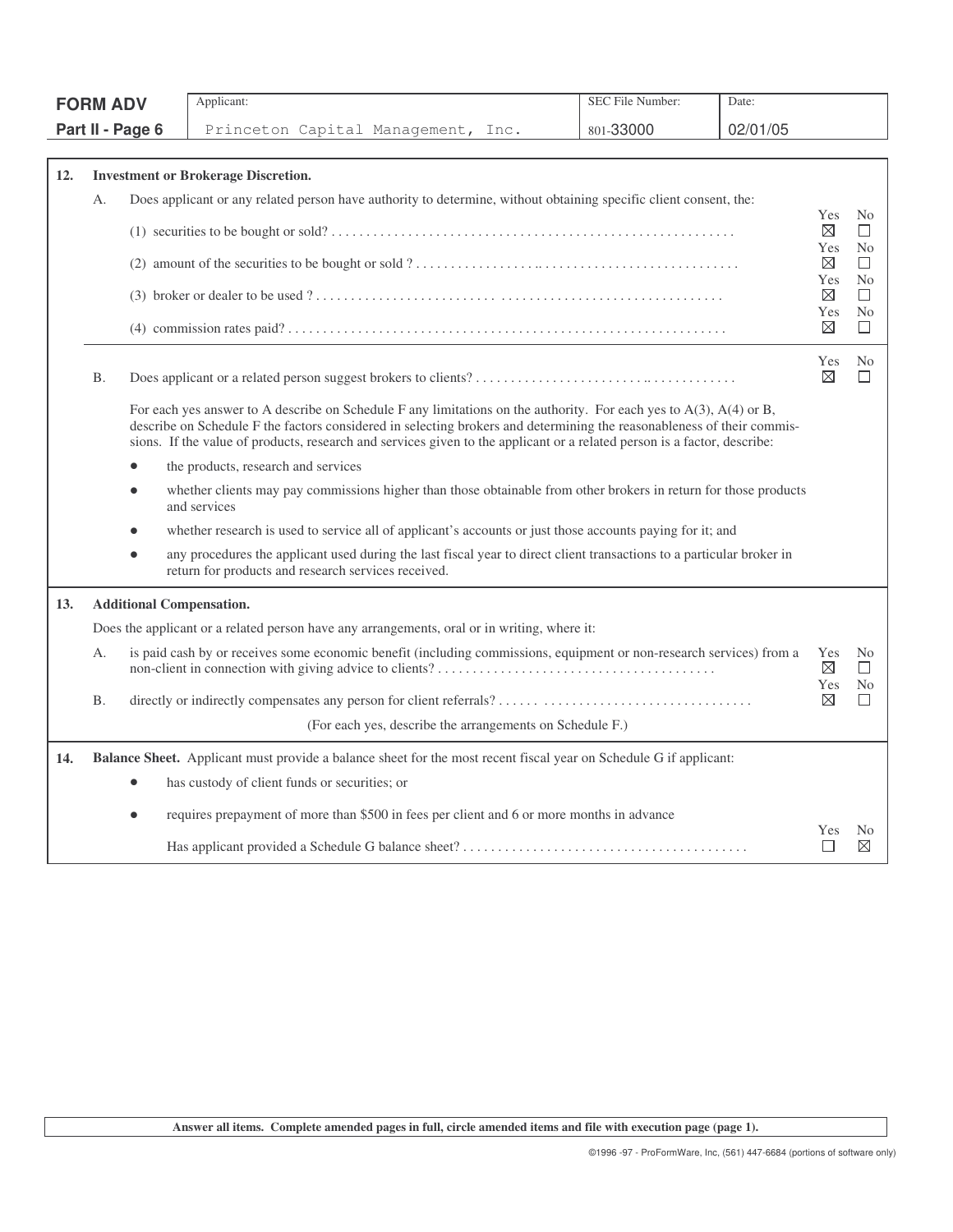| FORM ADV | Applicant: | SEC File Number: | Date: |
|---|---|---|---|
| Part II - Page 6 | Princeton Capital Management, Inc. | 801-33000 | 02/01/05 |

**12. Investment or Brokerage Discretion.**

A. Does applicant or any related person have authority to determine, without obtaining specific client consent, the:

| | Yes | No |
|---|---|---|
| (1) securities to be bought or sold? | ☒ | ☐ |
| (2) amount of the securities to be bought or sold? | ☒ | ☐ |
| (3) broker or dealer to be used? | ☒ | ☐ |
| (4) commission rates paid? | ☒ | ☐ |

| | Yes | No |
|---|---|---|
| B. Does applicant or a related person suggest brokers to clients? | ☒ | ☐ |

For each yes answer to A describe on Schedule F any limitations on the authority. For each yes to A(3), A(4) or B, describe on Schedule F the factors considered in selecting brokers and determining the reasonableness of their commissions. If the value of products, research and services given to the applicant or a related person is a factor, describe:

- the products, research and services
- whether clients may pay commissions higher than those obtainable from other brokers in return for those products and services
- whether research is used to service all of applicant's accounts or just those accounts paying for it; and
- any procedures the applicant used during the last fiscal year to direct client transactions to a particular broker in return for products and research services received.

**13. Additional Compensation.**

Does the applicant or a related person have any arrangements, oral or in writing, where it:

| | Yes | No |
|---|---|---|
| A. is paid cash by or receives some economic benefit (including commissions, equipment or non-research services) from a non-client in connection with giving advice to clients? | ☒ | ☐ |
| B. directly or indirectly compensates any person for client referrals? | ☒ | ☐ |

(For each yes, describe the arrangements on Schedule F.)

**14. Balance Sheet.** Applicant must provide a balance sheet for the most recent fiscal year on Schedule G if applicant:

- has custody of client funds or securities; or
- requires prepayment of more than $500 in fees per client and 6 or more months in advance

| | Yes | No |
|---|---|---|
| Has applicant provided a Schedule G balance sheet? | ☐ | ☒ |

**Answer all items. Complete amended pages in full, circle amended items and file with execution page (page 1).**

©1996 -97 - ProFormWare, Inc, (561) 447-6684 (portions of software only)